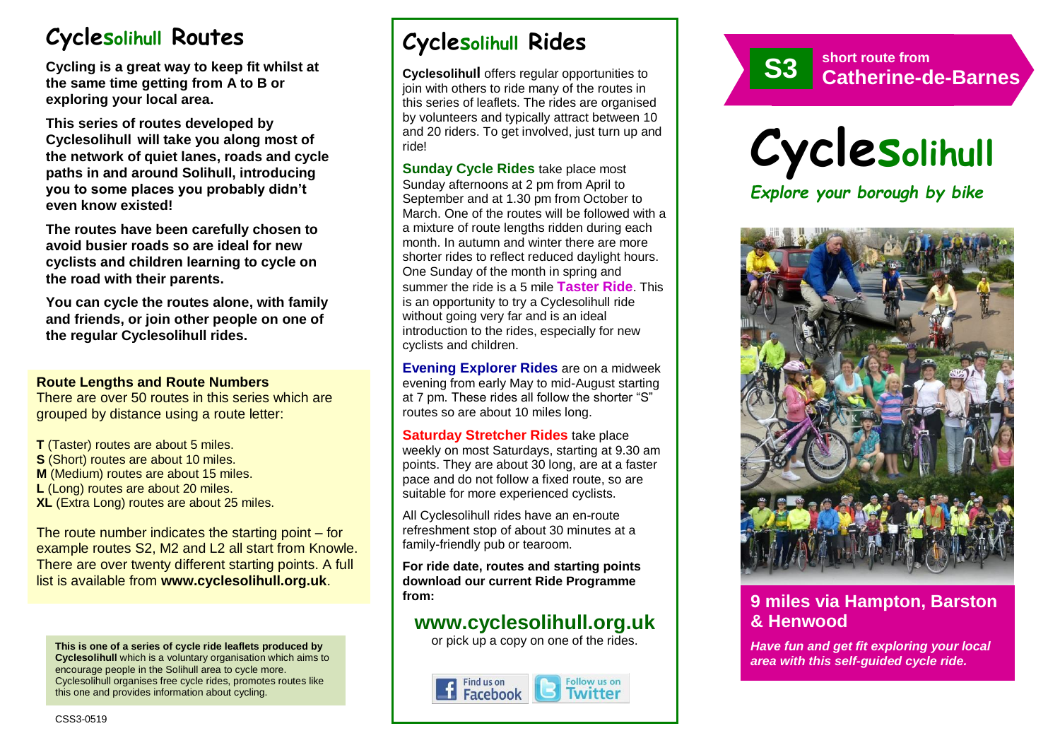# Cyclesolihull Routes

**Cycling is a great way to keep fit whilst at the same time getting from A to B or exploring your local area.**

**This series of routes developed by Cyclesolihull will take you along most of the network of quiet lanes, roads and cycle paths in and around Solihull, introducing you to some places you probably didn't even know existed!**

**The routes have been carefully chosen to avoid busier roads so are ideal for new cyclists and children learning to cycle on the road with their parents.**

**You can cycle the routes alone, with family and friends, or join other people on one of the regular Cyclesolihull rides.**

### Route Lengths and Route Numbers

There are over 50 routes in this series which are grouped by distance using a route letter:

**T** (Taster) routes are about 5 miles.
**S** (Short) routes are about 10 miles.
**M** (Medium) routes are about 15 miles.
**L** (Long) routes are about 20 miles.
**XL** (Extra Long) routes are about 25 miles.

The route number indicates the starting point – for example routes S2, M2 and L2 all start from Knowle. There are over twenty different starting points. A full list is available from **www.cyclesolihull.org.uk**.

**This is one of a series of cycle ride leaflets produced by Cyclesolihull** which is a voluntary organisation which aims to encourage people in the Solihull area to cycle more. Cyclesolihull organises free cycle rides, promotes routes like this one and provides information about cycling.

CSS3-0519

# Cyclesolihull Rides

**Cyclesolihull** offers regular opportunities to join with others to ride many of the routes in this series of leaflets. The rides are organised by volunteers and typically attract between 10 and 20 riders. To get involved, just turn up and ride!

**Sunday Cycle Rides** take place most Sunday afternoons at 2 pm from April to September and at 1.30 pm from October to March. One of the routes will be followed with a a mixture of route lengths ridden during each month. In autumn and winter there are more shorter rides to reflect reduced daylight hours. One Sunday of the month in spring and summer the ride is a 5 mile **Taster Ride**. This is an opportunity to try a Cyclesolihull ride without going very far and is an ideal introduction to the rides, especially for new cyclists and children.

**Evening Explorer Rides** are on a midweek evening from early May to mid-August starting at 7 pm. These rides all follow the shorter "S" routes so are about 10 miles long.

**Saturday Stretcher Rides** take place weekly on most Saturdays, starting at 9.30 am points. They are about 30 long, are at a faster pace and do not follow a fixed route, so are suitable for more experienced cyclists.

All Cyclesolihull rides have an en-route refreshment stop of about 30 minutes at a family-friendly pub or tearoom.

**For ride date, routes and starting points download our current Ride Programme from:**

## www.cyclesolihull.org.uk

or pick up a copy on one of the rides.

Find us on Facebook | Follow us on Twitter

**S3** short route from **Catherine-de-Barnes**

# Cyclesolihull

*Explore your borough by bike*

## 9 miles via Hampton, Barston & Henwood

***Have fun and get fit exploring your local area with this self-guided cycle ride.***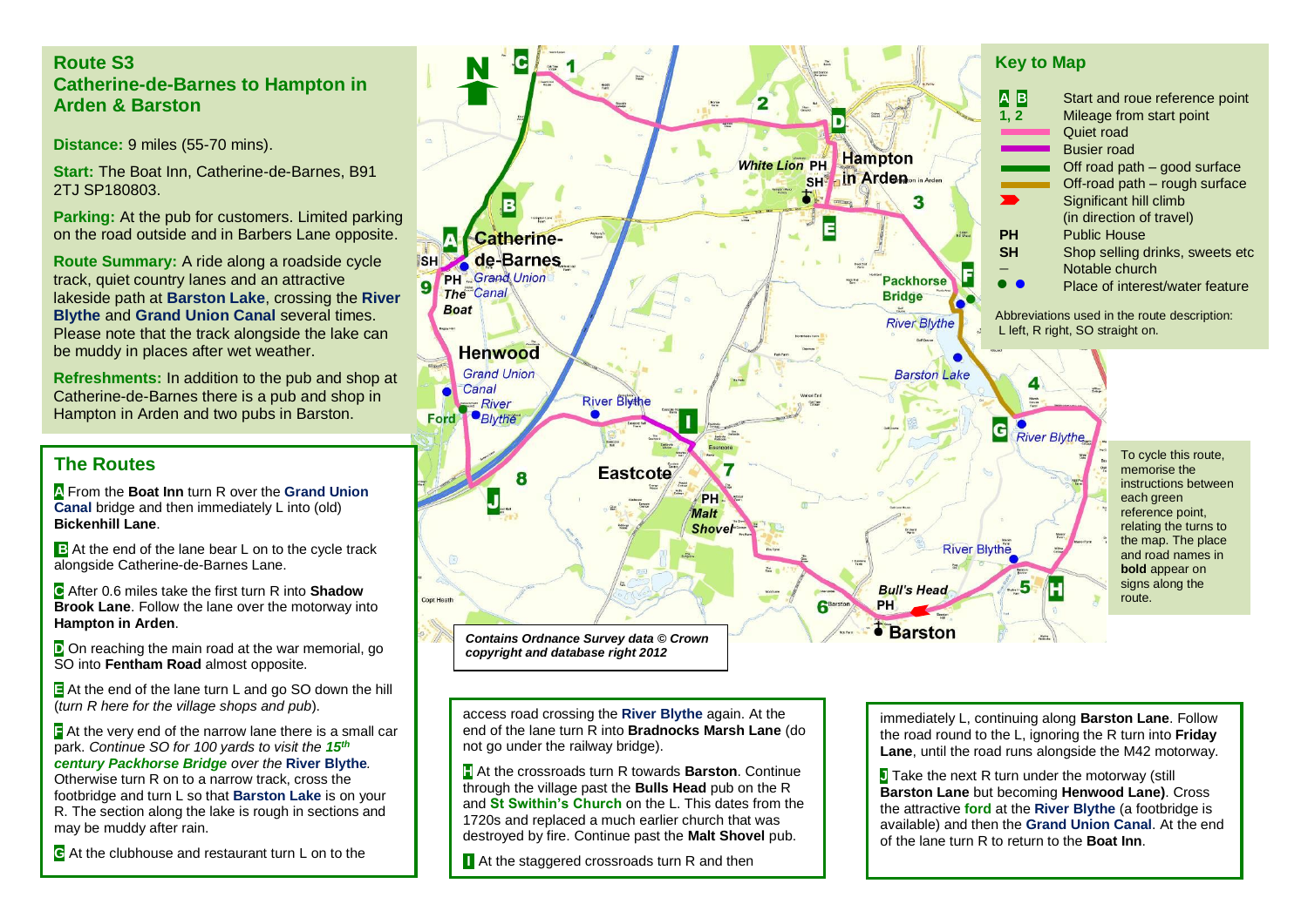## Route S3
## Catherine-de-Barnes to Hampton in Arden & Barston

**Distance:** 9 miles (55-70 mins).

**Start:** The Boat Inn, Catherine-de-Barnes, B91 2TJ SP180803.

**Parking:** At the pub for customers. Limited parking on the road outside and in Barbers Lane opposite.

**Route Summary:** A ride along a roadside cycle track, quiet country lanes and an attractive lakeside path at **Barston Lake**, crossing the **River Blythe** and **Grand Union Canal** several times. Please note that the track alongside the lake can be muddy in places after wet weather.

**Refreshments:** In addition to the pub and shop at Catherine-de-Barnes there is a pub and shop in Hampton in Arden and two pubs in Barston.

## The Routes

**A** From the **Boat Inn** turn R over the **Grand Union Canal** bridge and then immediately L into (old) **Bickenhill Lane**.

**B** At the end of the lane bear L on to the cycle track alongside Catherine-de-Barnes Lane.

**C** After 0.6 miles take the first turn R into **Shadow Brook Lane**. Follow the lane over the motorway into **Hampton in Arden**.

**D** On reaching the main road at the war memorial, go SO into **Fentham Road** almost opposite.

**E** At the end of the lane turn L and go SO down the hill (*turn R here for the village shops and pub*).

**F** At the very end of the narrow lane there is a small car park. *Continue SO for 100 yards to visit the **15th century Packhorse Bridge** over the* **River Blythe***.* Otherwise turn R on to a narrow track, cross the footbridge and turn L so that **Barston Lake** is on your R. The section along the lake is rough in sections and may be muddy after rain.

**G** At the clubhouse and restaurant turn L on to the access road crossing the **River Blythe** again. At the end of the lane turn R into **Bradnocks Marsh Lane** (do not go under the railway bridge).

**H** At the crossroads turn R towards **Barston**. Continue through the village past the **Bulls Head** pub on the R and **St Swithin's Church** on the L. This dates from the 1720s and replaced a much earlier church that was destroyed by fire. Continue past the **Malt Shovel** pub.

**I** At the staggered crossroads turn R and then immediately L, continuing along **Barston Lane**. Follow the road round to the L, ignoring the R turn into **Friday Lane**, until the road runs alongside the M42 motorway.

**J** Take the next R turn under the motorway (still **Barston Lane** but becoming **Henwood Lane)**. Cross the attractive **ford** at the **River Blythe** (a footbridge is available) and then the **Grand Union Canal**. At the end of the lane turn R to return to the **Boat Inn**.

## Key to Map

- **A B** Start and roue reference point
- **1, 2** Mileage from start point
- Quiet road
- Busier road
- Off road path – good surface
- Off-road path – rough surface
- Significant hill climb (in direction of travel)
- **PH** Public House
- **SH** Shop selling drinks, sweets etc
- Notable church
- Place of interest/water feature

Abbreviations used in the route description: L left, R right, SO straight on.

To cycle this route, memorise the instructions between each green reference point, relating the turns to the map. The place and road names in **bold** appear on signs along the route.

*Contains Ordnance Survey data © Crown copyright and database right 2012*